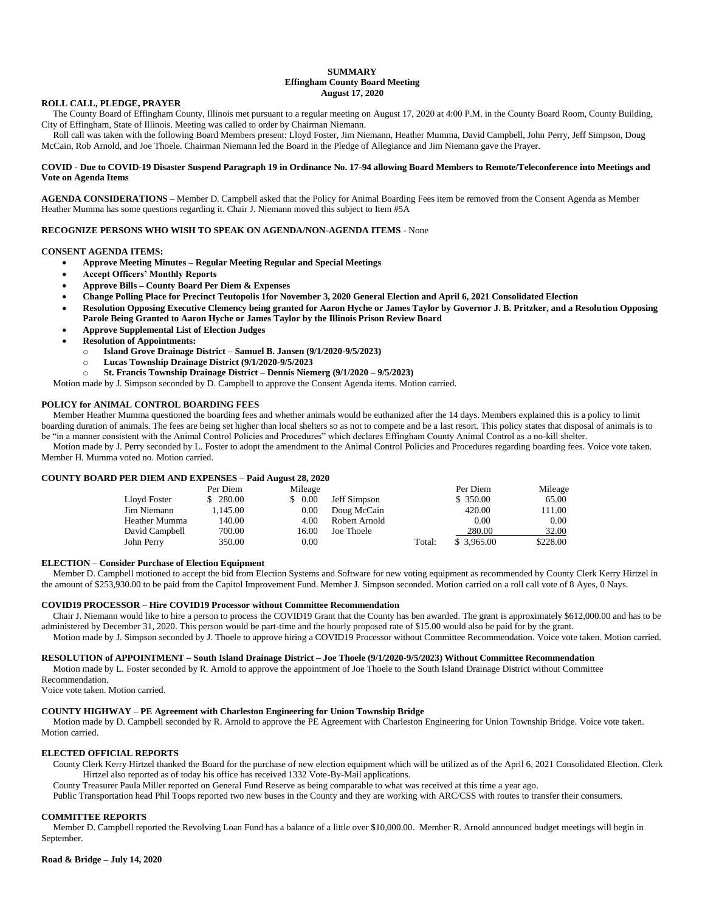**SUMMARY**
**Effingham County Board Meeting**
**August 17, 2020**

**ROLL CALL, PLEDGE, PRAYER**

The County Board of Effingham County, Illinois met pursuant to a regular meeting on August 17, 2020 at 4:00 P.M. in the County Board Room, County Building, City of Effingham, State of Illinois. Meeting was called to order by Chairman Niemann.

Roll call was taken with the following Board Members present: Lloyd Foster, Jim Niemann, Heather Mumma, David Campbell, John Perry, Jeff Simpson, Doug McCain, Rob Arnold, and Joe Thoele. Chairman Niemann led the Board in the Pledge of Allegiance and Jim Niemann gave the Prayer.

**COVID - Due to COVID-19 Disaster Suspend Paragraph 19 in Ordinance No. 17-94 allowing Board Members to Remote/Teleconference into Meetings and Vote on Agenda Items**

**AGENDA CONSIDERATIONS** – Member D. Campbell asked that the Policy for Animal Boarding Fees item be removed from the Consent Agenda as Member Heather Mumma has some questions regarding it. Chair J. Niemann moved this subject to Item #5A

**RECOGNIZE PERSONS WHO WISH TO SPEAK ON AGENDA/NON-AGENDA ITEMS** - None

**CONSENT AGENDA ITEMS:**

- **Approve Meeting Minutes – Regular Meeting Regular and Special Meetings**
- **Accept Officers' Monthly Reports**
- **Approve Bills – County Board Per Diem & Expenses**
- **Change Polling Place for Precinct Teutopolis 1for November 3, 2020 General Election and April 6, 2021 Consolidated Election**
- **Resolution Opposing Executive Clemency being granted for Aaron Hyche or James Taylor by Governor J. B. Pritzker, and a Resolution Opposing Parole Being Granted to Aaron Hyche or James Taylor by the Illinois Prison Review Board**
- **Approve Supplemental List of Election Judges**
- **Resolution of Appointments:**
    - **Island Grove Drainage District – Samuel B. Jansen (9/1/2020-9/5/2023)**
    - **Lucas Township Drainage District (9/1/2020-9/5/2023**
    - **St. Francis Township Drainage District – Dennis Niemerg (9/1/2020 – 9/5/2023)**

Motion made by J. Simpson seconded by D. Campbell to approve the Consent Agenda items. Motion carried.

**POLICY for ANIMAL CONTROL BOARDING FEES**

Member Heather Mumma questioned the boarding fees and whether animals would be euthanized after the 14 days. Members explained this is a policy to limit boarding duration of animals. The fees are being set higher than local shelters so as not to compete and be a last resort. This policy states that disposal of animals is to be "in a manner consistent with the Animal Control Policies and Procedures" which declares Effingham County Animal Control as a no-kill shelter.

Motion made by J. Perry seconded by L. Foster to adopt the amendment to the Animal Control Policies and Procedures regarding boarding fees. Voice vote taken. Member H. Mumma voted no. Motion carried.

**COUNTY BOARD PER DIEM AND EXPENSES – Paid August 28, 2020**

| | Per Diem | Mileage | | | Per Diem | Mileage |
|---|---|---|---|---|---|---|
| Lloyd Foster | $ 280.00 | $ 0.00 | Jeff Simpson | | $ 350.00 | 65.00 |
| Jim Niemann | 1,145.00 | 0.00 | Doug McCain | | 420.00 | 111.00 |
| Heather Mumma | 140.00 | 4.00 | Robert Arnold | | 0.00 | 0.00 |
| David Campbell | 700.00 | 16.00 | Joe Thoele | | 280.00 | 32.00 |
| John Perry | 350.00 | 0.00 | | Total: | $ 3,965.00 | $228.00 |

**ELECTION – Consider Purchase of Election Equipment**

Member D. Campbell motioned to accept the bid from Election Systems and Software for new voting equipment as recommended by County Clerk Kerry Hirtzel in the amount of $253,930.00 to be paid from the Capitol Improvement Fund. Member J. Simpson seconded. Motion carried on a roll call vote of 8 Ayes, 0 Nays.

**COVID19 PROCESSOR – Hire COVID19 Processor without Committee Recommendation**

Chair J. Niemann would like to hire a person to process the COVID19 Grant that the County has ben awarded. The grant is approximately $612,000.00 and has to be administered by December 31, 2020. This person would be part-time and the hourly proposed rate of $15.00 would also be paid for by the grant.

Motion made by J. Simpson seconded by J. Thoele to approve hiring a COVID19 Processor without Committee Recommendation. Voice vote taken. Motion carried.

**RESOLUTION of APPOINTMENT – South Island Drainage District – Joe Thoele (9/1/2020-9/5/2023) Without Committee Recommendation**

Motion made by L. Foster seconded by R. Arnold to approve the appointment of Joe Thoele to the South Island Drainage District without Committee Recommendation.

Voice vote taken. Motion carried.

**COUNTY HIGHWAY – PE Agreement with Charleston Engineering for Union Township Bridge**

Motion made by D. Campbell seconded by R. Arnold to approve the PE Agreement with Charleston Engineering for Union Township Bridge. Voice vote taken. Motion carried.

**ELECTED OFFICIAL REPORTS**

County Clerk Kerry Hirtzel thanked the Board for the purchase of new election equipment which will be utilized as of the April 6, 2021 Consolidated Election. Clerk Hirtzel also reported as of today his office has received 1332 Vote-By-Mail applications.

County Treasurer Paula Miller reported on General Fund Reserve as being comparable to what was received at this time a year ago.

Public Transportation head Phil Toops reported two new buses in the County and they are working with ARC/CSS with routes to transfer their consumers.

**COMMITTEE REPORTS**

Member D. Campbell reported the Revolving Loan Fund has a balance of a little over $10,000.00. Member R. Arnold announced budget meetings will begin in September.

**Road & Bridge – July 14, 2020**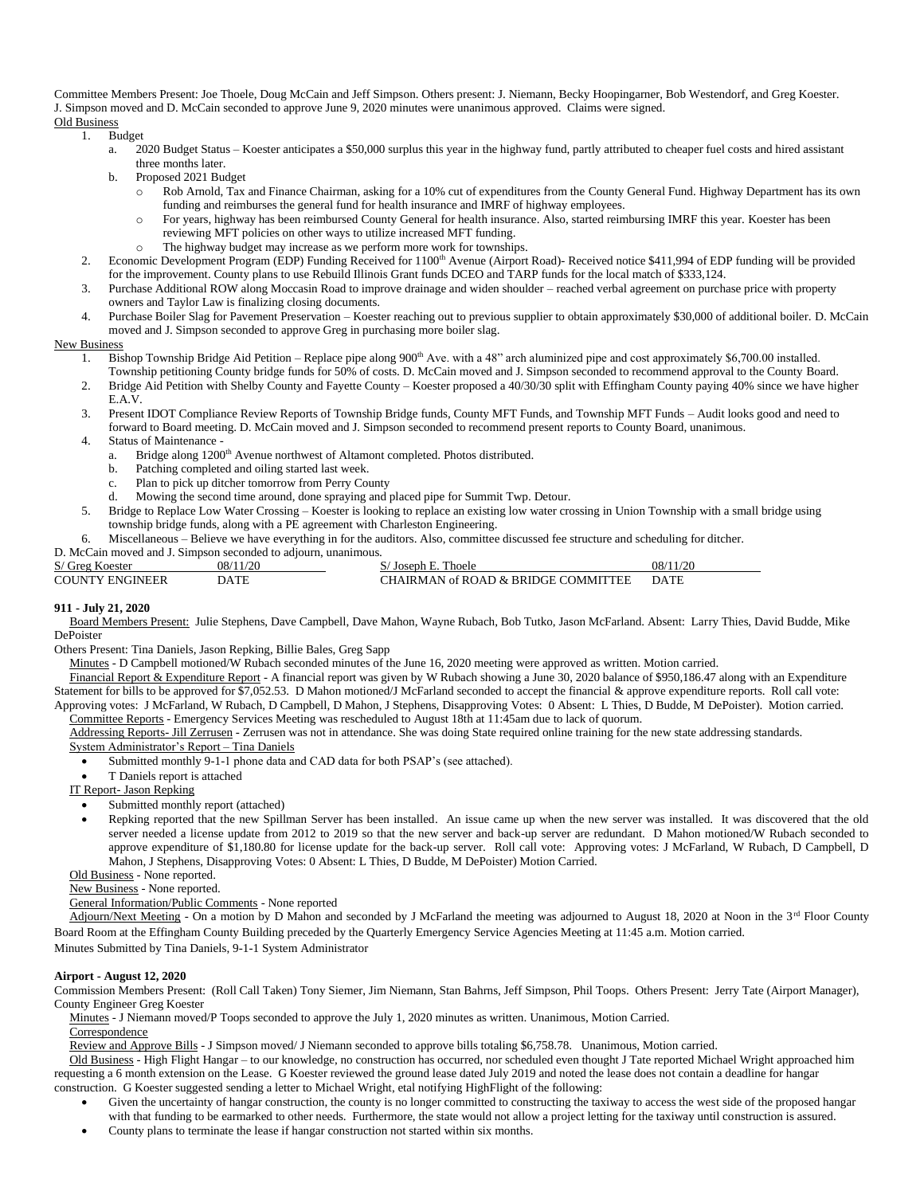Committee Members Present: Joe Thoele, Doug McCain and Jeff Simpson. Others present: J. Niemann, Becky Hoopingarner, Bob Westendorf, and Greg Koester.
J. Simpson moved and D. McCain seconded to approve June 9, 2020 minutes were unanimous approved. Claims were signed.

Old Business

1. Budget
   a. 2020 Budget Status – Koester anticipates a $50,000 surplus this year in the highway fund, partly attributed to cheaper fuel costs and hired assistant three months later.
   b. Proposed 2021 Budget
      - Rob Arnold, Tax and Finance Chairman, asking for a 10% cut of expenditures from the County General Fund. Highway Department has its own funding and reimburses the general fund for health insurance and IMRF of highway employees.
      - For years, highway has been reimbursed County General for health insurance. Also, started reimbursing IMRF this year. Koester has been reviewing MFT policies on other ways to utilize increased MFT funding.
      - The highway budget may increase as we perform more work for townships.
2. Economic Development Program (EDP) Funding Received for 1100th Avenue (Airport Road)- Received notice $411,994 of EDP funding will be provided for the improvement. County plans to use Rebuild Illinois Grant funds DCEO and TARP funds for the local match of $333,124.
3. Purchase Additional ROW along Moccasin Road to improve drainage and widen shoulder – reached verbal agreement on purchase price with property owners and Taylor Law is finalizing closing documents.
4. Purchase Boiler Slag for Pavement Preservation – Koester reaching out to previous supplier to obtain approximately $30,000 of additional boiler. D. McCain moved and J. Simpson seconded to approve Greg in purchasing more boiler slag.

New Business

1. Bishop Township Bridge Aid Petition – Replace pipe along 900th Ave. with a 48" arch aluminized pipe and cost approximately $6,700.00 installed. Township petitioning County bridge funds for 50% of costs. D. McCain moved and J. Simpson seconded to recommend approval to the County Board.
2. Bridge Aid Petition with Shelby County and Fayette County – Koester proposed a 40/30/30 split with Effingham County paying 40% since we have higher E.A.V.
3. Present IDOT Compliance Review Reports of Township Bridge funds, County MFT Funds, and Township MFT Funds – Audit looks good and need to forward to Board meeting. D. McCain moved and J. Simpson seconded to recommend present reports to County Board, unanimous.
4. Status of Maintenance -
   a. Bridge along 1200th Avenue northwest of Altamont completed. Photos distributed.
   b. Patching completed and oiling started last week.
   c. Plan to pick up ditcher tomorrow from Perry County
   d. Mowing the second time around, done spraying and placed pipe for Summit Twp. Detour.
5. Bridge to Replace Low Water Crossing – Koester is looking to replace an existing low water crossing in Union Township with a small bridge using township bridge funds, along with a PE agreement with Charleston Engineering.
6. Miscellaneous – Believe we have everything in for the auditors. Also, committee discussed fee structure and scheduling for ditcher.

D. McCain moved and J. Simpson seconded to adjourn, unanimous.

| S/ Greg Koester | 08/11/20 | S/ Joseph E. Thoele | 08/11/20 |
|---|---|---|---|
| COUNTY ENGINEER | DATE | CHAIRMAN of ROAD & BRIDGE COMMITTEE | DATE |

**911 - July 21, 2020**

Board Members Present: Julie Stephens, Dave Campbell, Dave Mahon, Wayne Rubach, Bob Tutko, Jason McFarland. Absent: Larry Thies, David Budde, Mike DePoister

Others Present: Tina Daniels, Jason Repking, Billie Bales, Greg Sapp

Minutes - D Campbell motioned/W Rubach seconded minutes of the June 16, 2020 meeting were approved as written. Motion carried.

Financial Report & Expenditure Report - A financial report was given by W Rubach showing a June 30, 2020 balance of $950,186.47 along with an Expenditure Statement for bills to be approved for $7,052.53. D Mahon motioned/J McFarland seconded to accept the financial & approve expenditure reports. Roll call vote: Approving votes: J McFarland, W Rubach, D Campbell, D Mahon, J Stephens, Disapproving Votes: 0 Absent: L Thies, D Budde, M DePoister). Motion carried.

Committee Reports - Emergency Services Meeting was rescheduled to August 18th at 11:45am due to lack of quorum.

Addressing Reports- Jill Zerrusen - Zerrusen was not in attendance. She was doing State required online training for the new state addressing standards.

System Administrator's Report – Tina Daniels

- Submitted monthly 9-1-1 phone data and CAD data for both PSAP's (see attached).
- T Daniels report is attached

IT Report- Jason Repking

- Submitted monthly report (attached)
- Repking reported that the new Spillman Server has been installed. An issue came up when the new server was installed. It was discovered that the old server needed a license update from 2012 to 2019 so that the new server and back-up server are redundant. D Mahon motioned/W Rubach seconded to approve expenditure of $1,180.80 for license update for the back-up server. Roll call vote: Approving votes: J McFarland, W Rubach, D Campbell, D Mahon, J Stephens, Disapproving Votes: 0 Absent: L Thies, D Budde, M DePoister) Motion Carried.

Old Business - None reported.

New Business - None reported.

General Information/Public Comments - None reported

Adjourn/Next Meeting - On a motion by D Mahon and seconded by J McFarland the meeting was adjourned to August 18, 2020 at Noon in the 3rd Floor County Board Room at the Effingham County Building preceded by the Quarterly Emergency Service Agencies Meeting at 11:45 a.m. Motion carried.

Minutes Submitted by Tina Daniels, 9-1-1 System Administrator

**Airport - August 12, 2020**

Commission Members Present: (Roll Call Taken) Tony Siemer, Jim Niemann, Stan Bahrns, Jeff Simpson, Phil Toops. Others Present: Jerry Tate (Airport Manager), County Engineer Greg Koester

Minutes - J Niemann moved/P Toops seconded to approve the July 1, 2020 minutes as written. Unanimous, Motion Carried.

Correspondence

Review and Approve Bills - J Simpson moved/ J Niemann seconded to approve bills totaling $6,758.78. Unanimous, Motion carried.

Old Business - High Flight Hangar – to our knowledge, no construction has occurred, nor scheduled even thought J Tate reported Michael Wright approached him requesting a 6 month extension on the Lease. G Koester reviewed the ground lease dated July 2019 and noted the lease does not contain a deadline for hangar construction. G Koester suggested sending a letter to Michael Wright, etal notifying HighFlight of the following:

- Given the uncertainty of hangar construction, the county is no longer committed to constructing the taxiway to access the west side of the proposed hangar with that funding to be earmarked to other needs. Furthermore, the state would not allow a project letting for the taxiway until construction is assured.
- County plans to terminate the lease if hangar construction not started within six months.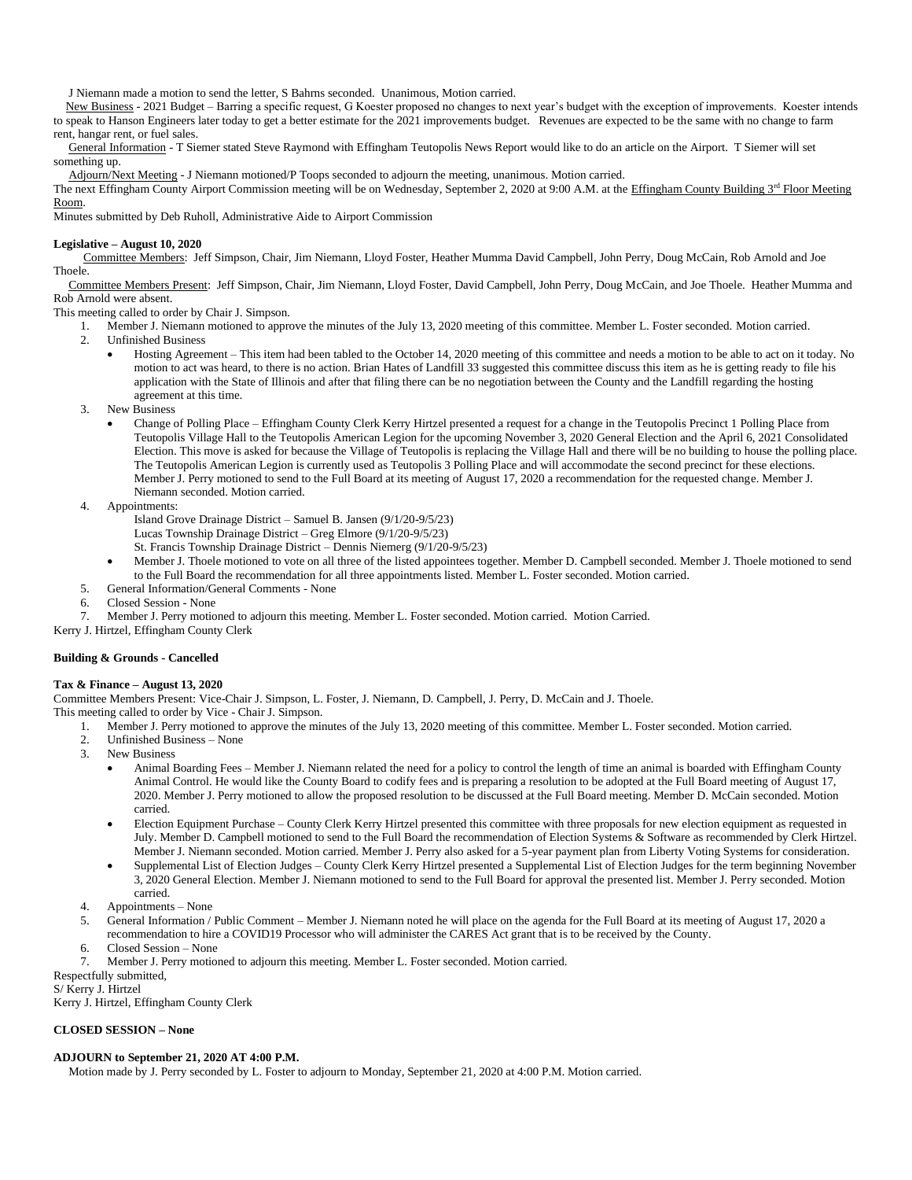J Niemann made a motion to send the letter, S Bahrns seconded. Unanimous, Motion carried.

New Business - 2021 Budget – Barring a specific request, G Koester proposed no changes to next year's budget with the exception of improvements. Koester intends to speak to Hanson Engineers later today to get a better estimate for the 2021 improvements budget. Revenues are expected to be the same with no change to farm rent, hangar rent, or fuel sales.

General Information - T Siemer stated Steve Raymond with Effingham Teutopolis News Report would like to do an article on the Airport. T Siemer will set something up.

Adjourn/Next Meeting - J Niemann motioned/P Toops seconded to adjourn the meeting, unanimous. Motion carried.

The next Effingham County Airport Commission meeting will be on Wednesday, September 2, 2020 at 9:00 A.M. at the Effingham County Building 3rd Floor Meeting Room.

Minutes submitted by Deb Ruholl, Administrative Aide to Airport Commission

**Legislative – August 10, 2020**

Committee Members: Jeff Simpson, Chair, Jim Niemann, Lloyd Foster, Heather Mumma David Campbell, John Perry, Doug McCain, Rob Arnold and Joe Thoele.

Committee Members Present: Jeff Simpson, Chair, Jim Niemann, Lloyd Foster, David Campbell, John Perry, Doug McCain, and Joe Thoele. Heather Mumma and Rob Arnold were absent.

This meeting called to order by Chair J. Simpson.

1. Member J. Niemann motioned to approve the minutes of the July 13, 2020 meeting of this committee. Member L. Foster seconded. Motion carried.
2. Unfinished Business
   - Hosting Agreement – This item had been tabled to the October 14, 2020 meeting of this committee and needs a motion to be able to act on it today. No motion to act was heard, to there is no action. Brian Hates of Landfill 33 suggested this committee discuss this item as he is getting ready to file his application with the State of Illinois and after that filing there can be no negotiation between the County and the Landfill regarding the hosting agreement at this time.
3. New Business
   - Change of Polling Place – Effingham County Clerk Kerry Hirtzel presented a request for a change in the Teutopolis Precinct 1 Polling Place from Teutopolis Village Hall to the Teutopolis American Legion for the upcoming November 3, 2020 General Election and the April 6, 2021 Consolidated Election. This move is asked for because the Village of Teutopolis is replacing the Village Hall and there will be no building to house the polling place. The Teutopolis American Legion is currently used as Teutopolis 3 Polling Place and will accommodate the second precinct for these elections. Member J. Perry motioned to send to the Full Board at its meeting of August 17, 2020 a recommendation for the requested change. Member J. Niemann seconded. Motion carried.
4. Appointments:

   Island Grove Drainage District – Samuel B. Jansen (9/1/20-9/5/23)
   Lucas Township Drainage District – Greg Elmore (9/1/20-9/5/23)
   St. Francis Township Drainage District – Dennis Niemerg (9/1/20-9/5/23)

   - Member J. Thoele motioned to vote on all three of the listed appointees together. Member D. Campbell seconded. Member J. Thoele motioned to send to the Full Board the recommendation for all three appointments listed. Member L. Foster seconded. Motion carried.
5. General Information/General Comments - None
6. Closed Session - None
7. Member J. Perry motioned to adjourn this meeting. Member L. Foster seconded. Motion carried. Motion Carried.

Kerry J. Hirtzel, Effingham County Clerk

**Building & Grounds - Cancelled**

**Tax & Finance – August 13, 2020**

Committee Members Present: Vice-Chair J. Simpson, L. Foster, J. Niemann, D. Campbell, J. Perry, D. McCain and J. Thoele.

This meeting called to order by Vice - Chair J. Simpson.

1. Member J. Perry motioned to approve the minutes of the July 13, 2020 meeting of this committee. Member L. Foster seconded. Motion carried.
2. Unfinished Business – None
3. New Business
   - Animal Boarding Fees – Member J. Niemann related the need for a policy to control the length of time an animal is boarded with Effingham County Animal Control. He would like the County Board to codify fees and is preparing a resolution to be adopted at the Full Board meeting of August 17, 2020. Member J. Perry motioned to allow the proposed resolution to be discussed at the Full Board meeting. Member D. McCain seconded. Motion carried.
   - Election Equipment Purchase – County Clerk Kerry Hirtzel presented this committee with three proposals for new election equipment as requested in July. Member D. Campbell motioned to send to the Full Board the recommendation of Election Systems & Software as recommended by Clerk Hirtzel. Member J. Niemann seconded. Motion carried. Member J. Perry also asked for a 5-year payment plan from Liberty Voting Systems for consideration.
   - Supplemental List of Election Judges – County Clerk Kerry Hirtzel presented a Supplemental List of Election Judges for the term beginning November 3, 2020 General Election. Member J. Niemann motioned to send to the Full Board for approval the presented list. Member J. Perry seconded. Motion carried.
4. Appointments – None
5. General Information / Public Comment – Member J. Niemann noted he will place on the agenda for the Full Board at its meeting of August 17, 2020 a recommendation to hire a COVID19 Processor who will administer the CARES Act grant that is to be received by the County.
6. Closed Session – None
7. Member J. Perry motioned to adjourn this meeting. Member L. Foster seconded. Motion carried.

Respectfully submitted,
S/ Kerry J. Hirtzel
Kerry J. Hirtzel, Effingham County Clerk

**CLOSED SESSION – None**

**ADJOURN to September 21, 2020 AT 4:00 P.M.**

Motion made by J. Perry seconded by L. Foster to adjourn to Monday, September 21, 2020 at 4:00 P.M. Motion carried.